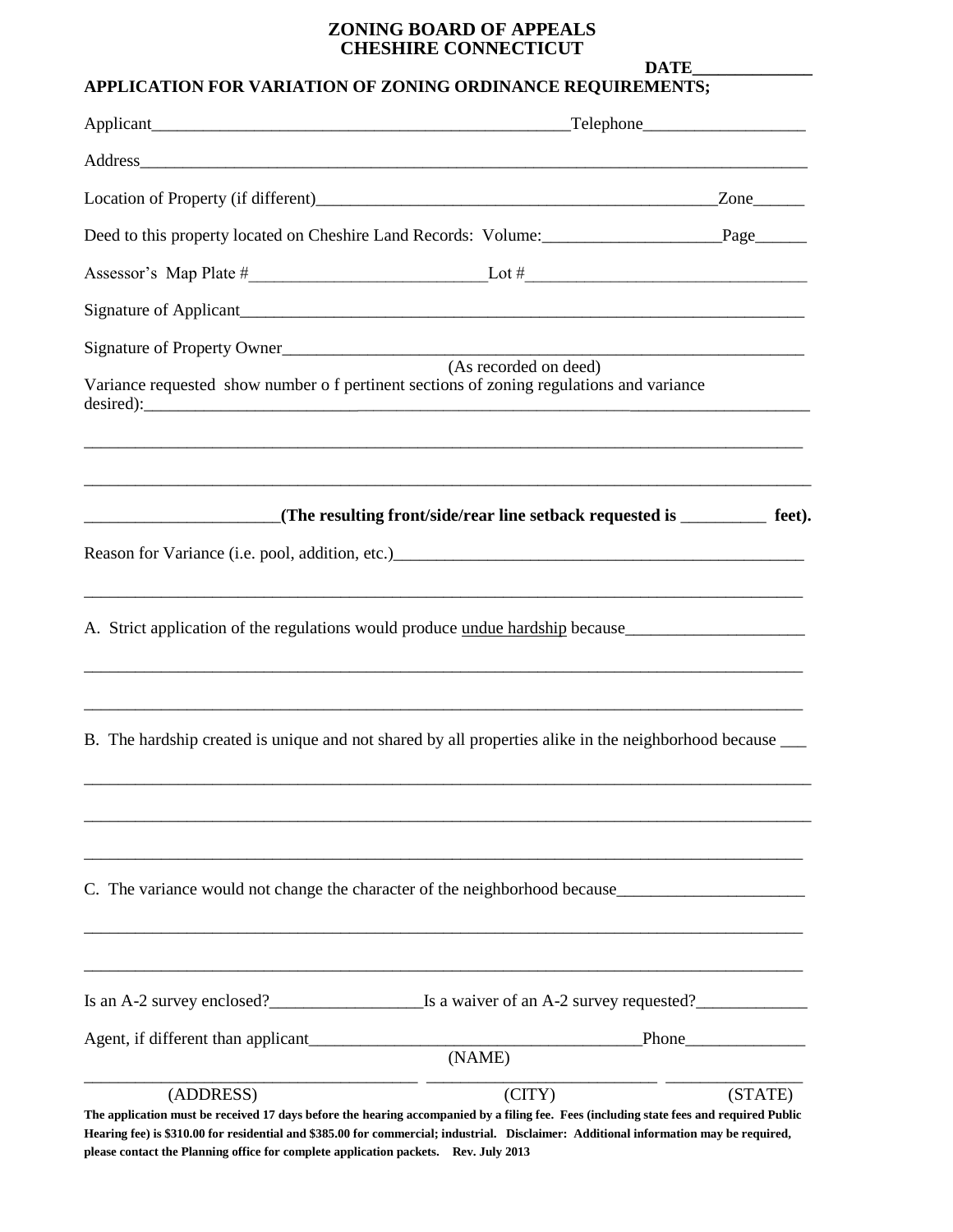# ZONING BOARD OF APPEALS
# CHESHIRE CONNECTICUT

**DATE_____________**

**APPLICATION FOR VARIATION OF ZONING ORDINANCE REQUIREMENTS;**

Applicant_________________________________________________Telephone__________________

Address_________________________________________________________________________________

Location of Property (if different)_______________________________________________Zone______

Deed to this property located on Cheshire Land Records: Volume:____________________Page______

Assessor's Map Plate #___________________________Lot #________________________________

Signature of Applicant____________________________________________________________________

Signature of Property Owner_______________________________________________________________
(As recorded on deed)

Variance requested show number o f pertinent sections of zoning regulations and variance desired):_______________________________________________________________________________

_________________________________________________________________________________________

_________________________________________________________________________________________

______________________**(The resulting front/side/rear line setback requested is _________ feet).**

Reason for Variance (i.e. pool, addition, etc.)_________________________________________________

_________________________________________________________________________________________

A. Strict application of the regulations would produce undue hardship because_____________________

_________________________________________________________________________________________

_________________________________________________________________________________________

B. The hardship created is unique and not shared by all properties alike in the neighborhood because ___

_________________________________________________________________________________________

_________________________________________________________________________________________

_________________________________________________________________________________________

C. The variance would not change the character of the neighborhood because______________________

_________________________________________________________________________________________

_________________________________________________________________________________________

Is an A-2 survey enclosed?_________________Is a waiver of an A-2 survey requested?_____________

Agent, if different than applicant_____________________________________Phone______________
(NAME)

_______________________________________ ___________________________ _______________
(ADDRESS) (CITY) (STATE)

**The application must be received 17 days before the hearing accompanied by a filing fee. Fees (including state fees and required Public Hearing fee) is $310.00 for residential and $385.00 for commercial; industrial. Disclaimer: Additional information may be required, please contact the Planning office for complete application packets. Rev. July 2013**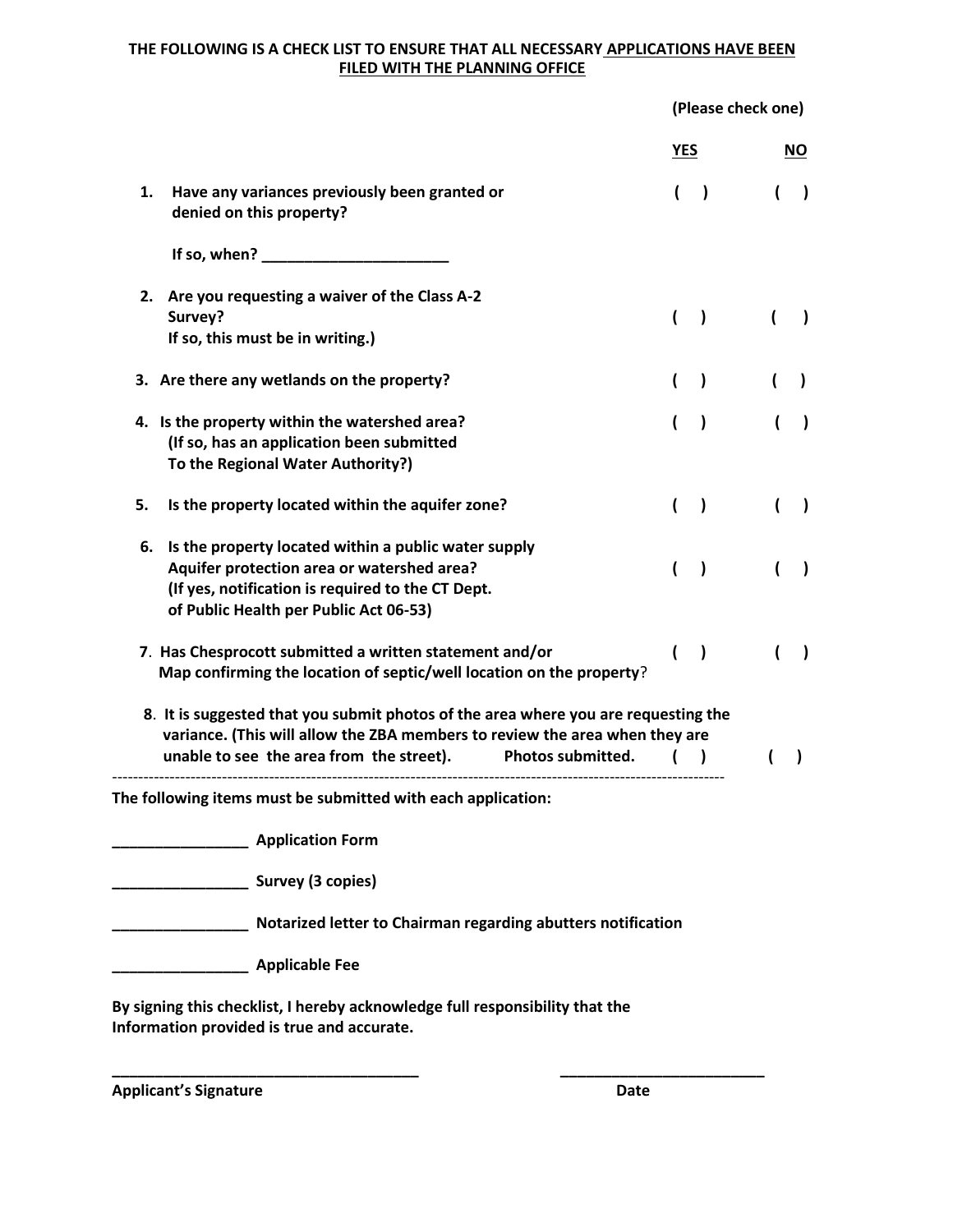**THE FOLLOWING IS A CHECK LIST TO ENSURE THAT ALL NECESSARY APPLICATIONS HAVE BEEN FILED WITH THE PLANNING OFFICE**

**(Please check one)**

| | **YES** | **NO** |
|---|---|---|
| **1. Have any variances previously been granted or denied on this property?** **If so, when? ______________________** | ( ) | ( ) |
| **2. Are you requesting a waiver of the Class A-2 Survey? If so, this must be in writing.)** | ( ) | ( ) |
| **3. Are there any wetlands on the property?** | ( ) | ( ) |
| **4. Is the property within the watershed area? (If so, has an application been submitted To the Regional Water Authority?)** | ( ) | ( ) |
| **5. Is the property located within the aquifer zone?** | ( ) | ( ) |
| **6. Is the property located within a public water supply Aquifer protection area or watershed area? (If yes, notification is required to the CT Dept. of Public Health per Public Act 06-53)** | ( ) | ( ) |
| **7. Has Chesprocott submitted a written statement and/or Map confirming the location of septic/well location on the property?** | ( ) | ( ) |
| **8. It is suggested that you submit photos of the area where you are requesting the variance. (This will allow the ZBA members to review the area when they are unable to see the area from the street). Photos submitted.** | ( ) | ( ) |

---

**The following items must be submitted with each application:**

________________ **Application Form**

________________ **Survey (3 copies)**

________________ **Notarized letter to Chairman regarding abutters notification**

________________ **Applicable Fee**

**By signing this checklist, I hereby acknowledge full responsibility that the Information provided is true and accurate.**

_____________________________________ _________________________

**Applicant's Signature** **Date**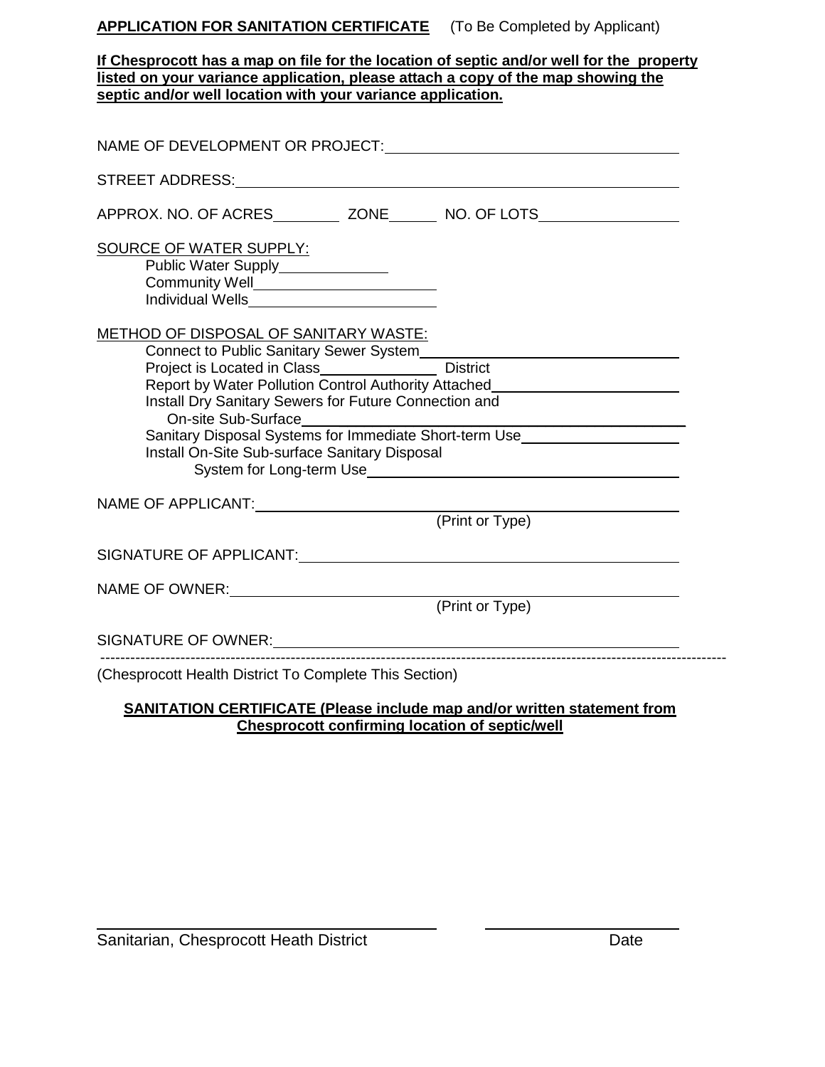**APPLICATION FOR SANITATION CERTIFICATE** (To Be Completed by Applicant)

**If Chesprocott has a map on file for the location of septic and/or well for the property listed on your variance application, please attach a copy of the map showing the septic and/or well location with your variance application.**

NAME OF DEVELOPMENT OR PROJECT: ______________________________

STREET ADDRESS: ______________________________________________

APPROX. NO. OF ACRES ________ ZONE ______ NO. OF LOTS ________________

SOURCE OF WATER SUPPLY:

- Public Water Supply ____________
- Community Well ______________________
- Individual Wells ______________________

METHOD OF DISPOSAL OF SANITARY WASTE:

- Connect to Public Sanitary Sewer System ______________________________
- Project is Located in Class ______________ District
- Report by Water Pollution Control Authority Attached ______________________
- Install Dry Sanitary Sewers for Future Connection and On-site Sub-Surface ______________________________________
- Sanitary Disposal Systems for Immediate Short-term Use __________________
- Install On-Site Sub-surface Sanitary Disposal System for Long-term Use ______________________________________

NAME OF APPLICANT: ______________________________________________
(Print or Type)

SIGNATURE OF APPLICANT: __________________________________________

NAME OF OWNER: _________________________________________________
(Print or Type)

SIGNATURE OF OWNER: _____________________________________________

---

(Chesprocott Health District To Complete This Section)

**SANITATION CERTIFICATE (Please include map and/or written statement from Chesprocott confirming location of septic/well**

______________________________ ______________________

Sanitarian, Chesprocott Heath District Date